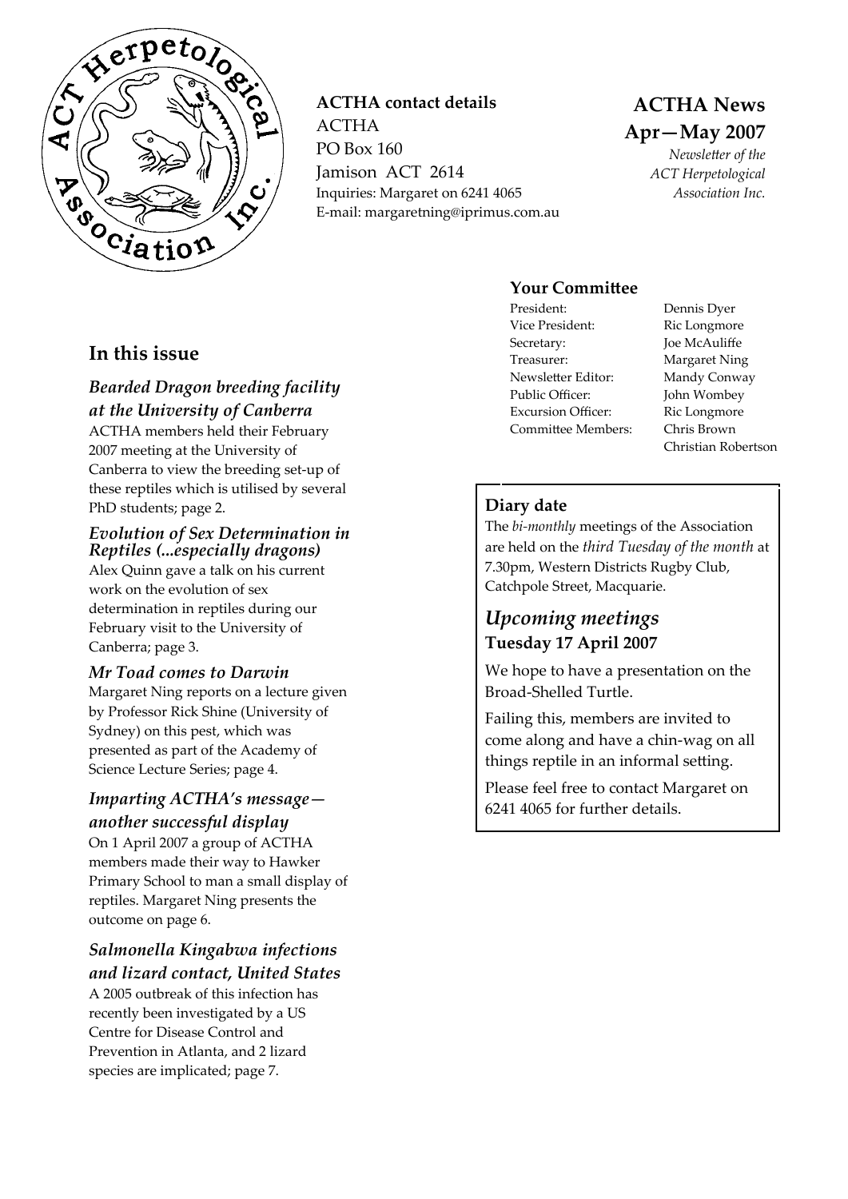**ACTHA contact details**

ACTHA
PO Box 160
Jamison ACT 2614
Inquiries: Margaret on 6241 4065
E-mail: margaretning@iprimus.com.au

# ACTHA News
## Apr—May 2007

*Newsletter of the ACT Herpetological Association Inc.*

### Your Committee

| | |
|---|---|
| President: | Dennis Dyer |
| Vice President: | Ric Longmore |
| Secretary: | Joe McAuliffe |
| Treasurer: | Margaret Ning |
| Newsletter Editor: | Mandy Conway |
| Public Officer: | John Wombey |
| Excursion Officer: | Ric Longmore |
| Committee Members: | Chris Brown |
| | Christian Robertson |

## In this issue

### *Bearded Dragon breeding facility at the University of Canberra*

ACTHA members held their February 2007 meeting at the University of Canberra to view the breeding set-up of these reptiles which is utilised by several PhD students; page 2.

### *Evolution of Sex Determination in Reptiles (...especially dragons)*

Alex Quinn gave a talk on his current work on the evolution of sex determination in reptiles during our February visit to the University of Canberra; page 3.

### *Mr Toad comes to Darwin*

Margaret Ning reports on a lecture given by Professor Rick Shine (University of Sydney) on this pest, which was presented as part of the Academy of Science Lecture Series; page 4.

### *Imparting ACTHA's message—another successful display*

On 1 April 2007 a group of ACTHA members made their way to Hawker Primary School to man a small display of reptiles. Margaret Ning presents the outcome on page 6.

### *Salmonella Kingabwa infections and lizard contact, United States*

A 2005 outbreak of this infection has recently been investigated by a US Centre for Disease Control and Prevention in Atlanta, and 2 lizard species are implicated; page 7.

### Diary date

The *bi-monthly* meetings of the Association are held on the *third Tuesday of the month* at 7.30pm, Western Districts Rugby Club, Catchpole Street, Macquarie.

## *Upcoming meetings*

**Tuesday 17 April 2007**

We hope to have a presentation on the Broad-Shelled Turtle.

Failing this, members are invited to come along and have a chin-wag on all things reptile in an informal setting.

Please feel free to contact Margaret on 6241 4065 for further details.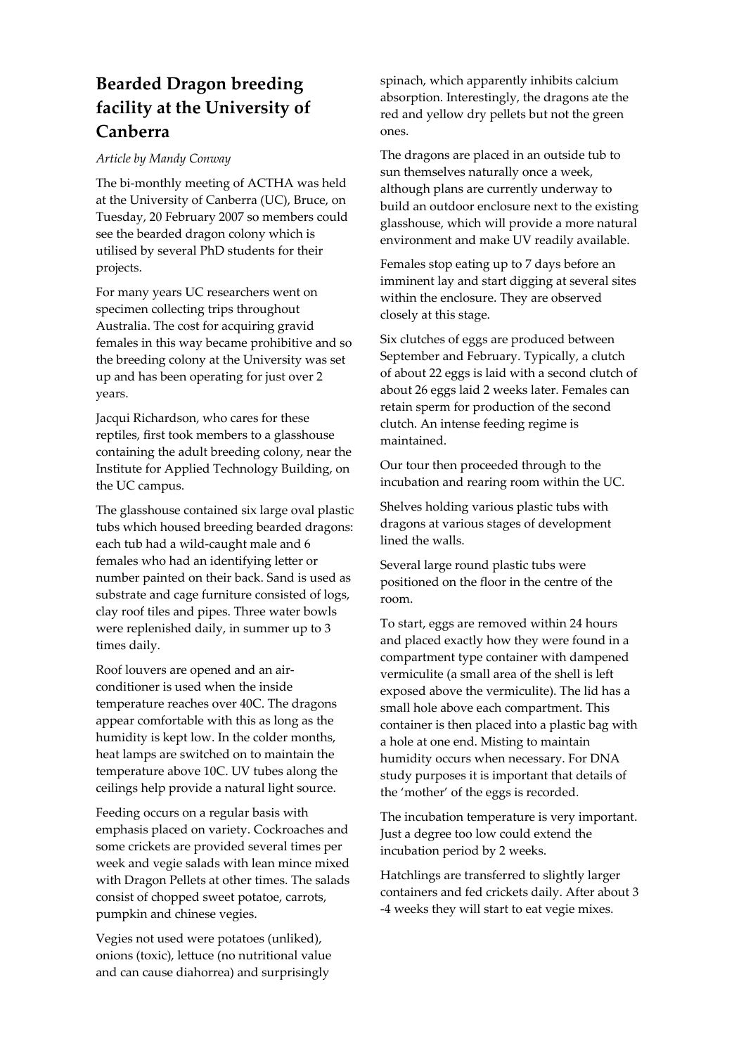# Bearded Dragon breeding facility at the University of Canberra

*Article by Mandy Conway*

The bi-monthly meeting of ACTHA was held at the University of Canberra (UC), Bruce, on Tuesday, 20 February 2007 so members could see the bearded dragon colony which is utilised by several PhD students for their projects.

For many years UC researchers went on specimen collecting trips throughout Australia. The cost for acquiring gravid females in this way became prohibitive and so the breeding colony at the University was set up and has been operating for just over 2 years.

Jacqui Richardson, who cares for these reptiles, first took members to a glasshouse containing the adult breeding colony, near the Institute for Applied Technology Building, on the UC campus.

The glasshouse contained six large oval plastic tubs which housed breeding bearded dragons: each tub had a wild-caught male and 6 females who had an identifying letter or number painted on their back. Sand is used as substrate and cage furniture consisted of logs, clay roof tiles and pipes. Three water bowls were replenished daily, in summer up to 3 times daily.

Roof louvers are opened and an air-conditioner is used when the inside temperature reaches over 40C. The dragons appear comfortable with this as long as the humidity is kept low. In the colder months, heat lamps are switched on to maintain the temperature above 10C. UV tubes along the ceilings help provide a natural light source.

Feeding occurs on a regular basis with emphasis placed on variety. Cockroaches and some crickets are provided several times per week and vegie salads with lean mince mixed with Dragon Pellets at other times. The salads consist of chopped sweet potatoe, carrots, pumpkin and chinese vegies.

Vegies not used were potatoes (unliked), onions (toxic), lettuce (no nutritional value and can cause diahorrea) and surprisingly spinach, which apparently inhibits calcium absorption. Interestingly, the dragons ate the red and yellow dry pellets but not the green ones.

The dragons are placed in an outside tub to sun themselves naturally once a week, although plans are currently underway to build an outdoor enclosure next to the existing glasshouse, which will provide a more natural environment and make UV readily available.

Females stop eating up to 7 days before an imminent lay and start digging at several sites within the enclosure. They are observed closely at this stage.

Six clutches of eggs are produced between September and February. Typically, a clutch of about 22 eggs is laid with a second clutch of about 26 eggs laid 2 weeks later. Females can retain sperm for production of the second clutch. An intense feeding regime is maintained.

Our tour then proceeded through to the incubation and rearing room within the UC.

Shelves holding various plastic tubs with dragons at various stages of development lined the walls.

Several large round plastic tubs were positioned on the floor in the centre of the room.

To start, eggs are removed within 24 hours and placed exactly how they were found in a compartment type container with dampened vermiculite (a small area of the shell is left exposed above the vermiculite). The lid has a small hole above each compartment. This container is then placed into a plastic bag with a hole at one end. Misting to maintain humidity occurs when necessary. For DNA study purposes it is important that details of the 'mother' of the eggs is recorded.

The incubation temperature is very important. Just a degree too low could extend the incubation period by 2 weeks.

Hatchlings are transferred to slightly larger containers and fed crickets daily. After about 3 -4 weeks they will start to eat vegie mixes.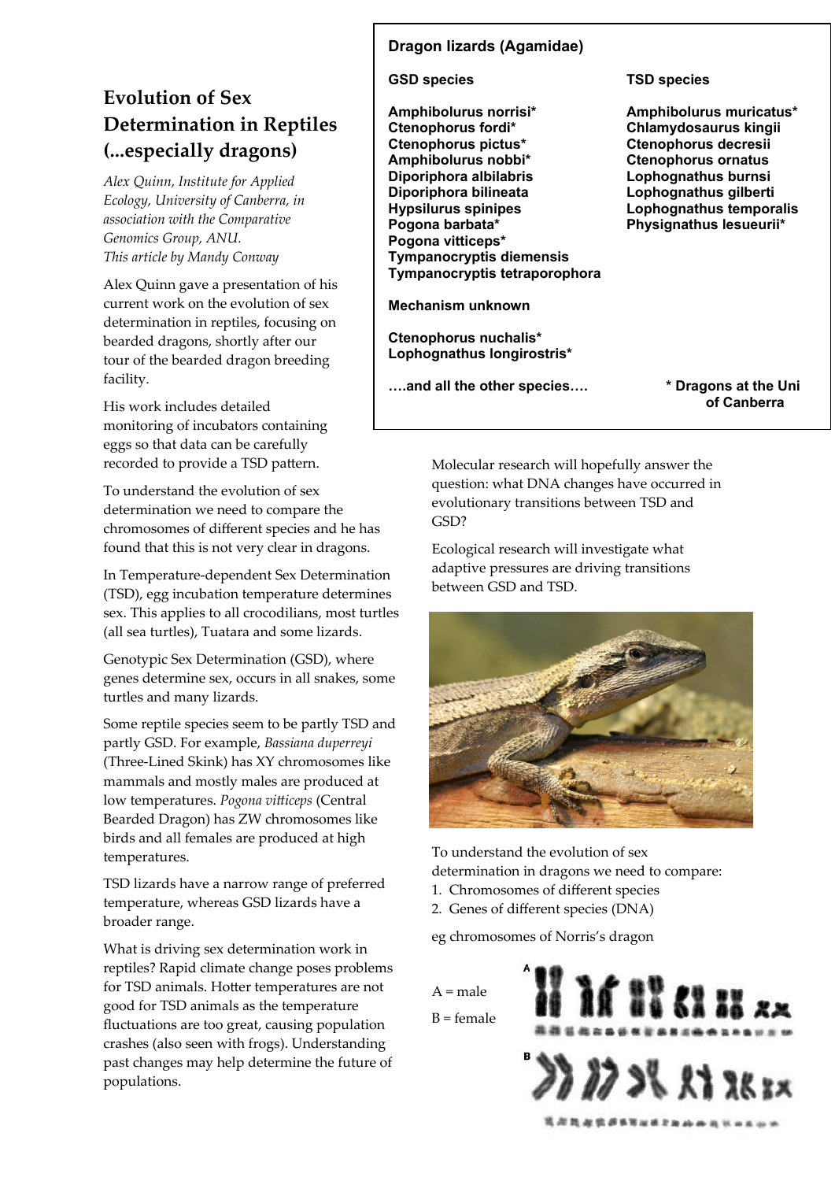# Evolution of Sex Determination in Reptiles (...especially dragons)

*Alex Quinn, Institute for Applied Ecology, University of Canberra, in association with the Comparative Genomics Group, ANU.*
*This article by Mandy Conway*

Alex Quinn gave a presentation of his current work on the evolution of sex determination in reptiles, focusing on bearded dragons, shortly after our tour of the bearded dragon breeding facility.

His work includes detailed monitoring of incubators containing eggs so that data can be carefully recorded to provide a TSD pattern.

To understand the evolution of sex determination we need to compare the chromosomes of different species and he has found that this is not very clear in dragons.

In Temperature-dependent Sex Determination (TSD), egg incubation temperature determines sex. This applies to all crocodilians, most turtles (all sea turtles), Tuatara and some lizards.

Genotypic Sex Determination (GSD), where genes determine sex, occurs in all snakes, some turtles and many lizards.

Some reptile species seem to be partly TSD and partly GSD. For example, *Bassiana duperreyi* (Three-Lined Skink) has XY chromosomes like mammals and mostly males are produced at low temperatures. *Pogona vitticeps* (Central Bearded Dragon) has ZW chromosomes like birds and all females are produced at high temperatures.

TSD lizards have a narrow range of preferred temperature, whereas GSD lizards have a broader range.

What is driving sex determination work in reptiles? Rapid climate change poses problems for TSD animals. Hotter temperatures are not good for TSD animals as the temperature fluctuations are too great, causing population crashes (also seen with frogs). Understanding past changes may help determine the future of populations.

**Dragon lizards (Agamidae)**

| GSD species | TSD species |
|---|---|
| Amphibolurus norrisi* | Amphibolurus muricatus* |
| Ctenophorus fordi* | Chlamydosaurus kingii |
| Ctenophorus pictus* | Ctenophorus decresii |
| Amphibolurus nobbi* | Ctenophorus ornatus |
| Diporiphora albilabris | Lophognathus burnsi |
| Diporiphora bilineata | Lophognathus gilberti |
| Hypsilurus spinipes | Lophognathus temporalis |
| Pogona barbata* | Physignathus lesueurii* |
| Pogona vitticeps* | |
| Tympanocryptis diemensis | |
| Tympanocryptis tetraporophora | |

**Mechanism unknown**

**Ctenophorus nuchalis***
**Lophognathus longirostris***

**….and all the other species….**

**\* Dragons at the Uni of Canberra**

Molecular research will hopefully answer the question: what DNA changes have occurred in evolutionary transitions between TSD and GSD?

Ecological research will investigate what adaptive pressures are driving transitions between GSD and TSD.

To understand the evolution of sex determination in dragons we need to compare:

1. Chromosomes of different species
2. Genes of different species (DNA)

eg chromosomes of Norris's dragon

A = male

B = female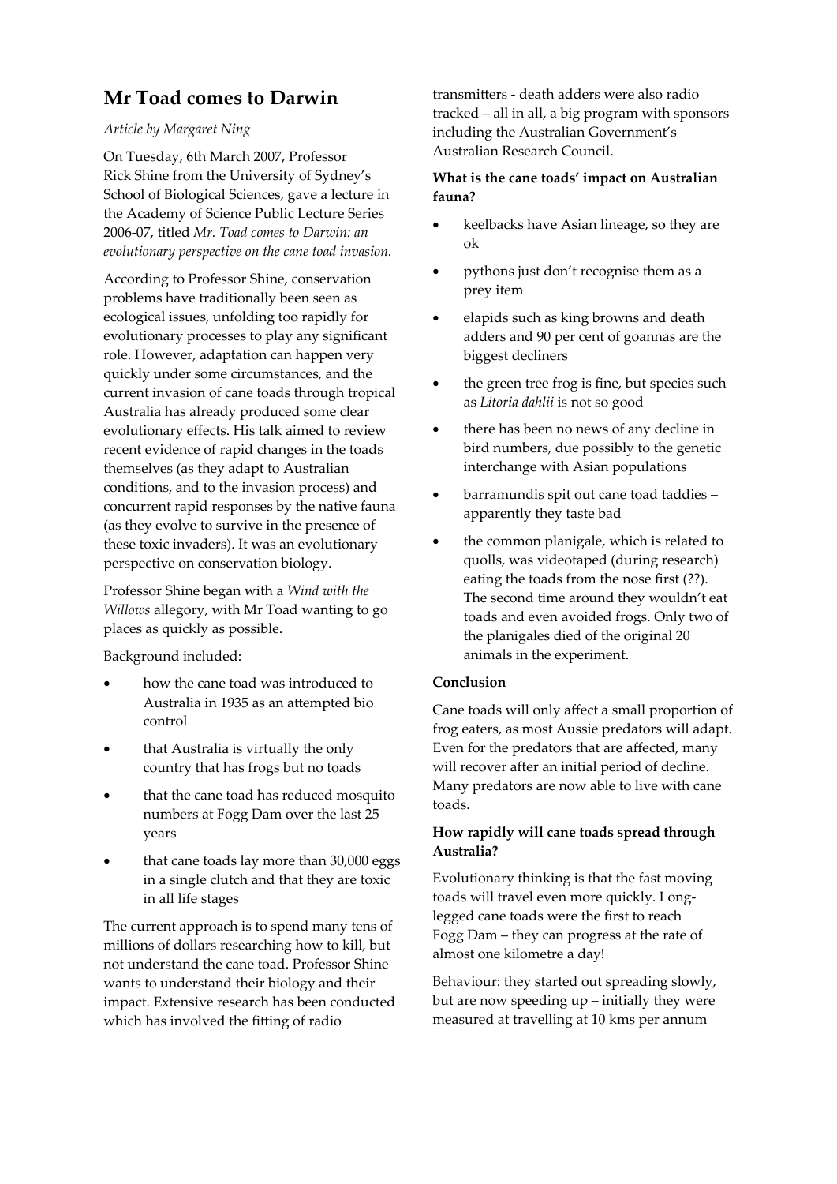## Mr Toad comes to Darwin

*Article by Margaret Ning*

On Tuesday, 6th March 2007, Professor Rick Shine from the University of Sydney's School of Biological Sciences, gave a lecture in the Academy of Science Public Lecture Series 2006-07, titled *Mr. Toad comes to Darwin: an evolutionary perspective on the cane toad invasion.*

According to Professor Shine, conservation problems have traditionally been seen as ecological issues, unfolding too rapidly for evolutionary processes to play any significant role. However, adaptation can happen very quickly under some circumstances, and the current invasion of cane toads through tropical Australia has already produced some clear evolutionary effects. His talk aimed to review recent evidence of rapid changes in the toads themselves (as they adapt to Australian conditions, and to the invasion process) and concurrent rapid responses by the native fauna (as they evolve to survive in the presence of these toxic invaders). It was an evolutionary perspective on conservation biology.

Professor Shine began with a *Wind with the Willows* allegory, with Mr Toad wanting to go places as quickly as possible.

Background included:

- how the cane toad was introduced to Australia in 1935 as an attempted bio control
- that Australia is virtually the only country that has frogs but no toads
- that the cane toad has reduced mosquito numbers at Fogg Dam over the last 25 years
- that cane toads lay more than 30,000 eggs in a single clutch and that they are toxic in all life stages

The current approach is to spend many tens of millions of dollars researching how to kill, but not understand the cane toad. Professor Shine wants to understand their biology and their impact. Extensive research has been conducted which has involved the fitting of radio transmitters - death adders were also radio tracked – all in all, a big program with sponsors including the Australian Government's Australian Research Council.

**What is the cane toads' impact on Australian fauna?**

- keelbacks have Asian lineage, so they are ok
- pythons just don't recognise them as a prey item
- elapids such as king browns and death adders and 90 per cent of goannas are the biggest decliners
- the green tree frog is fine, but species such as *Litoria dahlii* is not so good
- there has been no news of any decline in bird numbers, due possibly to the genetic interchange with Asian populations
- barramundis spit out cane toad taddies – apparently they taste bad
- the common planigale, which is related to quolls, was videotaped (during research) eating the toads from the nose first (??). The second time around they wouldn't eat toads and even avoided frogs. Only two of the planigales died of the original 20 animals in the experiment.

**Conclusion**

Cane toads will only affect a small proportion of frog eaters, as most Aussie predators will adapt. Even for the predators that are affected, many will recover after an initial period of decline. Many predators are now able to live with cane toads.

**How rapidly will cane toads spread through Australia?**

Evolutionary thinking is that the fast moving toads will travel even more quickly. Long-legged cane toads were the first to reach Fogg Dam – they can progress at the rate of almost one kilometre a day!

Behaviour: they started out spreading slowly, but are now speeding up – initially they were measured at travelling at 10 kms per annum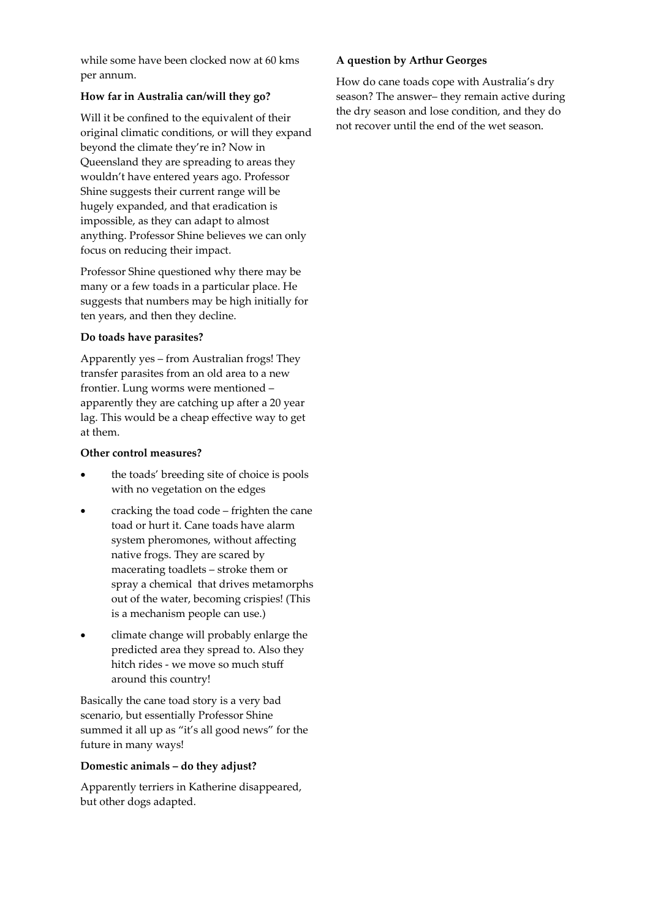while some have been clocked now at 60 kms per annum.

**How far in Australia can/will they go?**

Will it be confined to the equivalent of their original climatic conditions, or will they expand beyond the climate they're in? Now in Queensland they are spreading to areas they wouldn't have entered years ago. Professor Shine suggests their current range will be hugely expanded, and that eradication is impossible, as they can adapt to almost anything. Professor Shine believes we can only focus on reducing their impact.

Professor Shine questioned why there may be many or a few toads in a particular place. He suggests that numbers may be high initially for ten years, and then they decline.

**Do toads have parasites?**

Apparently yes – from Australian frogs! They transfer parasites from an old area to a new frontier. Lung worms were mentioned – apparently they are catching up after a 20 year lag. This would be a cheap effective way to get at them.

**Other control measures?**

- the toads' breeding site of choice is pools with no vegetation on the edges
- cracking the toad code – frighten the cane toad or hurt it. Cane toads have alarm system pheromones, without affecting native frogs. They are scared by macerating toadlets – stroke them or spray a chemical that drives metamorphs out of the water, becoming crispies! (This is a mechanism people can use.)
- climate change will probably enlarge the predicted area they spread to. Also they hitch rides - we move so much stuff around this country!

Basically the cane toad story is a very bad scenario, but essentially Professor Shine summed it all up as "it's all good news" for the future in many ways!

**Domestic animals – do they adjust?**

Apparently terriers in Katherine disappeared, but other dogs adapted.

**A question by Arthur Georges**

How do cane toads cope with Australia's dry season? The answer– they remain active during the dry season and lose condition, and they do not recover until the end of the wet season.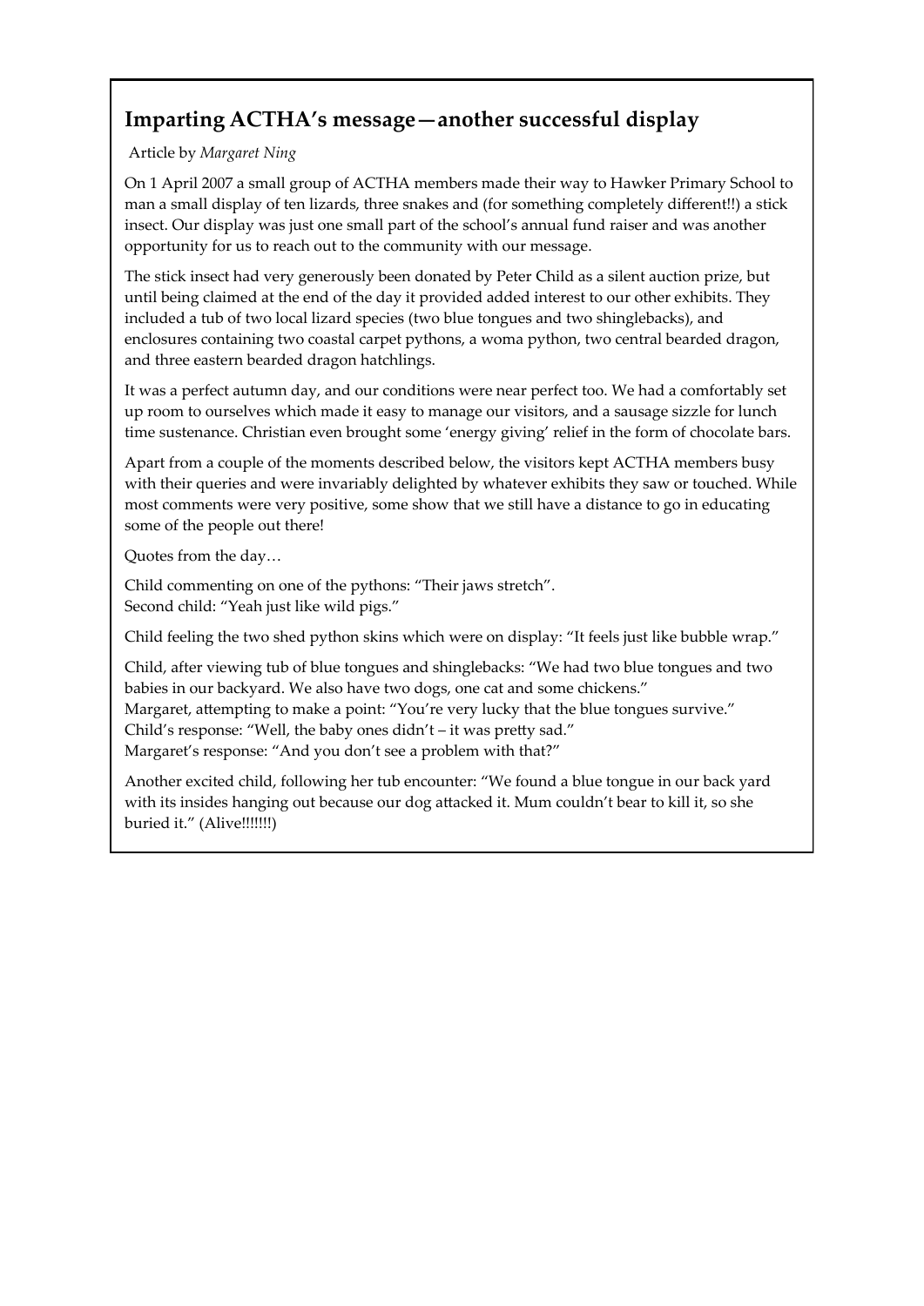## Imparting ACTHA's message—another successful display

Article by *Margaret Ning*

On 1 April 2007 a small group of ACTHA members made their way to Hawker Primary School to man a small display of ten lizards, three snakes and (for something completely different!!) a stick insect. Our display was just one small part of the school's annual fund raiser and was another opportunity for us to reach out to the community with our message.

The stick insect had very generously been donated by Peter Child as a silent auction prize, but until being claimed at the end of the day it provided added interest to our other exhibits. They included a tub of two local lizard species (two blue tongues and two shinglebacks), and enclosures containing two coastal carpet pythons, a woma python, two central bearded dragon, and three eastern bearded dragon hatchlings.

It was a perfect autumn day, and our conditions were near perfect too. We had a comfortably set up room to ourselves which made it easy to manage our visitors, and a sausage sizzle for lunch time sustenance. Christian even brought some 'energy giving' relief in the form of chocolate bars.

Apart from a couple of the moments described below, the visitors kept ACTHA members busy with their queries and were invariably delighted by whatever exhibits they saw or touched. While most comments were very positive, some show that we still have a distance to go in educating some of the people out there!

Quotes from the day…

Child commenting on one of the pythons: "Their jaws stretch".
Second child: "Yeah just like wild pigs."

Child feeling the two shed python skins which were on display: "It feels just like bubble wrap."

Child, after viewing tub of blue tongues and shinglebacks: "We had two blue tongues and two babies in our backyard. We also have two dogs, one cat and some chickens."
Margaret, attempting to make a point: "You're very lucky that the blue tongues survive."
Child's response: "Well, the baby ones didn't – it was pretty sad."
Margaret's response: "And you don't see a problem with that?"

Another excited child, following her tub encounter: "We found a blue tongue in our back yard with its insides hanging out because our dog attacked it. Mum couldn't bear to kill it, so she buried it." (Alive!!!!!!!)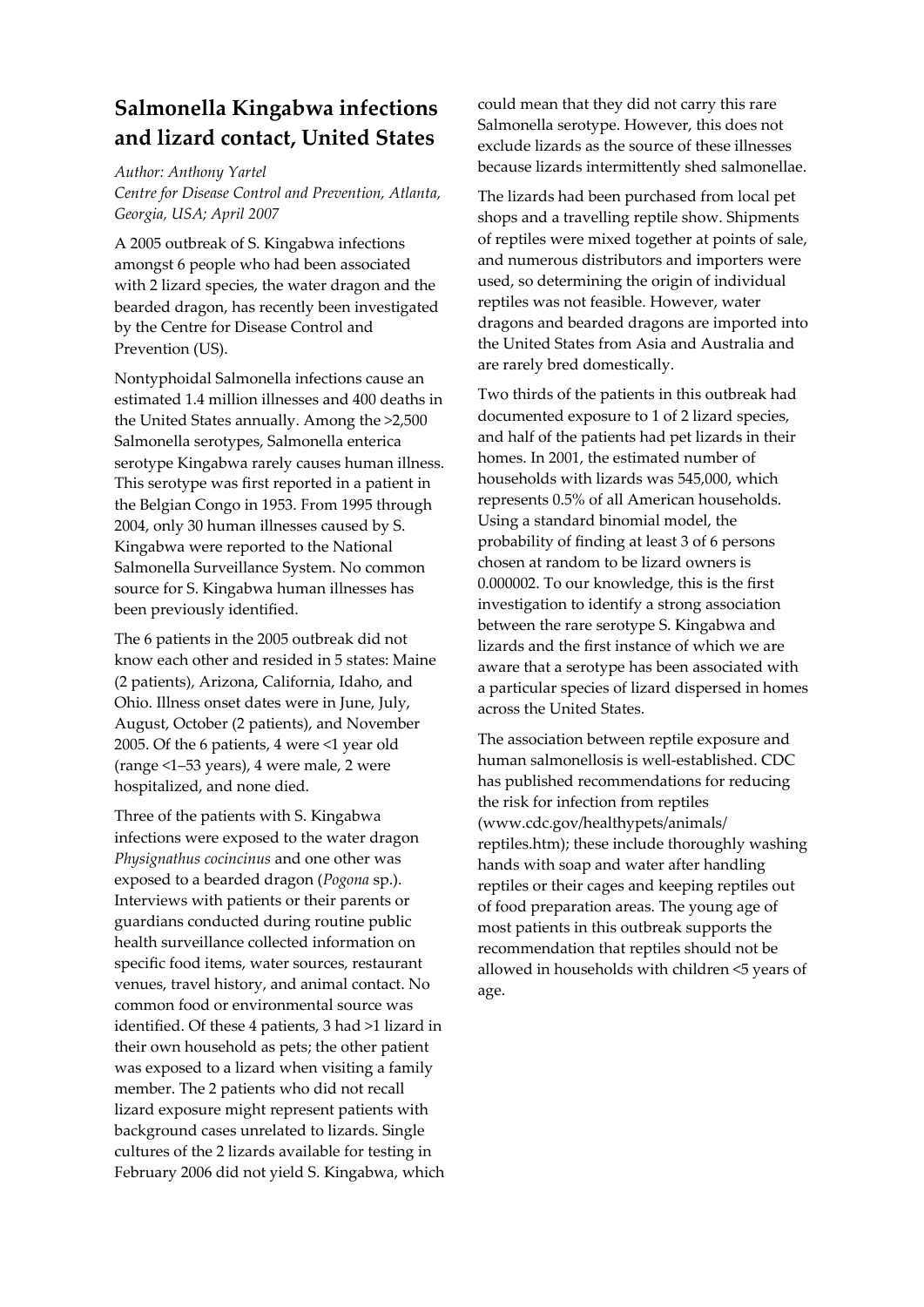# Salmonella Kingabwa infections and lizard contact, United States

*Author: Anthony Yartel*
*Centre for Disease Control and Prevention, Atlanta, Georgia, USA; April 2007*

A 2005 outbreak of S. Kingabwa infections amongst 6 people who had been associated with 2 lizard species, the water dragon and the bearded dragon, has recently been investigated by the Centre for Disease Control and Prevention (US).

Nontyphoidal Salmonella infections cause an estimated 1.4 million illnesses and 400 deaths in the United States annually. Among the >2,500 Salmonella serotypes, Salmonella enterica serotype Kingabwa rarely causes human illness. This serotype was first reported in a patient in the Belgian Congo in 1953. From 1995 through 2004, only 30 human illnesses caused by S. Kingabwa were reported to the National Salmonella Surveillance System. No common source for S. Kingabwa human illnesses has been previously identified.

The 6 patients in the 2005 outbreak did not know each other and resided in 5 states: Maine (2 patients), Arizona, California, Idaho, and Ohio. Illness onset dates were in June, July, August, October (2 patients), and November 2005. Of the 6 patients, 4 were <1 year old (range <1–53 years), 4 were male, 2 were hospitalized, and none died.

Three of the patients with S. Kingabwa infections were exposed to the water dragon *Physignathus cocincinus* and one other was exposed to a bearded dragon (*Pogona* sp.). Interviews with patients or their parents or guardians conducted during routine public health surveillance collected information on specific food items, water sources, restaurant venues, travel history, and animal contact. No common food or environmental source was identified. Of these 4 patients, 3 had >1 lizard in their own household as pets; the other patient was exposed to a lizard when visiting a family member. The 2 patients who did not recall lizard exposure might represent patients with background cases unrelated to lizards. Single cultures of the 2 lizards available for testing in February 2006 did not yield S. Kingabwa, which could mean that they did not carry this rare Salmonella serotype. However, this does not exclude lizards as the source of these illnesses because lizards intermittently shed salmonellae.

The lizards had been purchased from local pet shops and a travelling reptile show. Shipments of reptiles were mixed together at points of sale, and numerous distributors and importers were used, so determining the origin of individual reptiles was not feasible. However, water dragons and bearded dragons are imported into the United States from Asia and Australia and are rarely bred domestically.

Two thirds of the patients in this outbreak had documented exposure to 1 of 2 lizard species, and half of the patients had pet lizards in their homes. In 2001, the estimated number of households with lizards was 545,000, which represents 0.5% of all American households. Using a standard binomial model, the probability of finding at least 3 of 6 persons chosen at random to be lizard owners is 0.000002. To our knowledge, this is the first investigation to identify a strong association between the rare serotype S. Kingabwa and lizards and the first instance of which we are aware that a serotype has been associated with a particular species of lizard dispersed in homes across the United States.

The association between reptile exposure and human salmonellosis is well-established. CDC has published recommendations for reducing the risk for infection from reptiles (www.cdc.gov/healthypets/animals/reptiles.htm); these include thoroughly washing hands with soap and water after handling reptiles or their cages and keeping reptiles out of food preparation areas. The young age of most patients in this outbreak supports the recommendation that reptiles should not be allowed in households with children <5 years of age.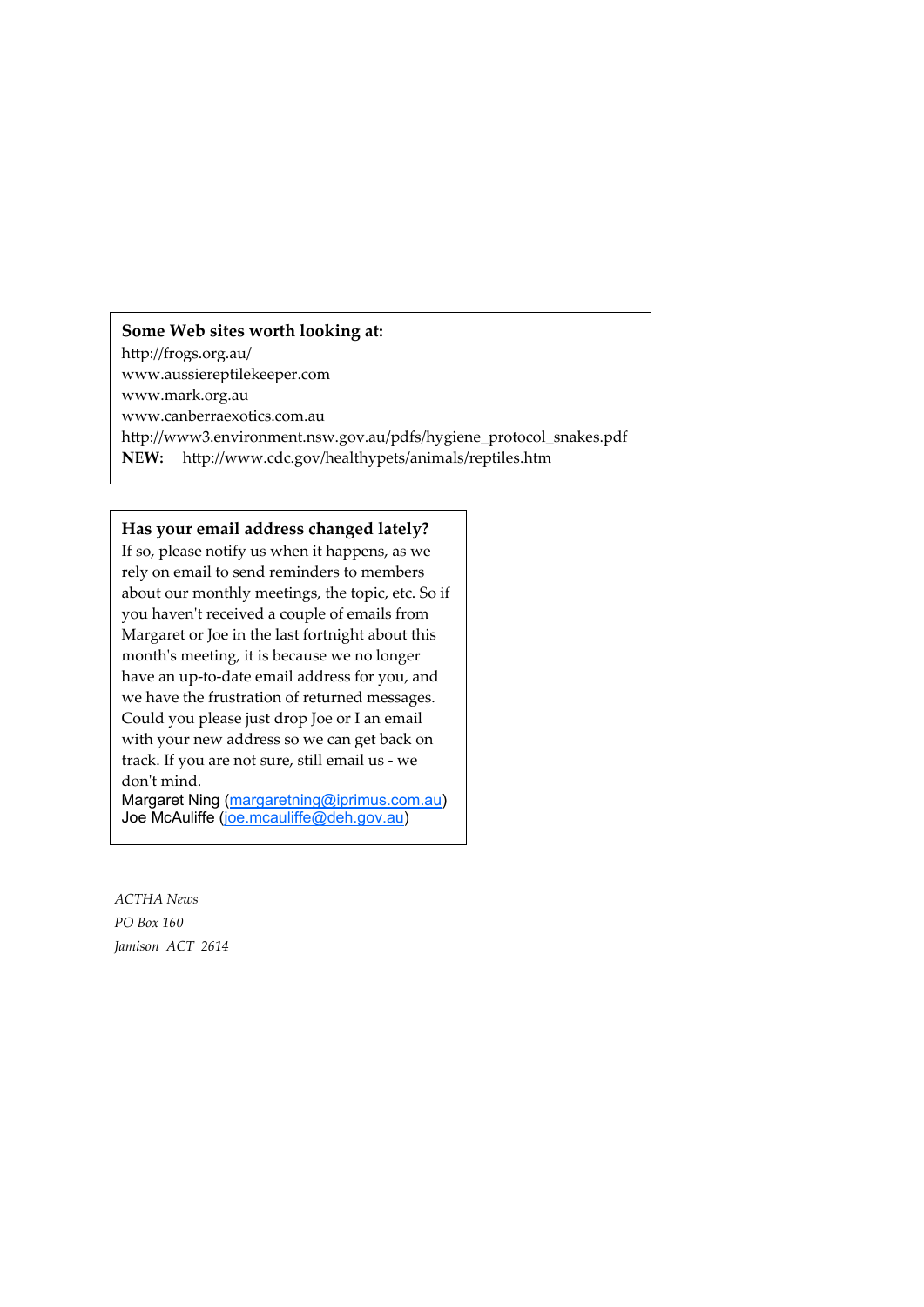**Some Web sites worth looking at:**

http://frogs.org.au/
www.aussiereptilekeeper.com
www.mark.org.au
www.canberraexotics.com.au
http://www3.environment.nsw.gov.au/pdfs/hygiene_protocol_snakes.pdf
**NEW:** http://www.cdc.gov/healthypets/animals/reptiles.htm

**Has your email address changed lately?**

If so, please notify us when it happens, as we rely on email to send reminders to members about our monthly meetings, the topic, etc. So if you haven't received a couple of emails from Margaret or Joe in the last fortnight about this month's meeting, it is because we no longer have an up-to-date email address for you, and we have the frustration of returned messages. Could you please just drop Joe or I an email with your new address so we can get back on track. If you are not sure, still email us - we don't mind.

Margaret Ning (margaretning@iprimus.com.au)
Joe McAuliffe (joe.mcauliffe@deh.gov.au)

*ACTHA News*
*PO Box 160*
*Jamison ACT 2614*